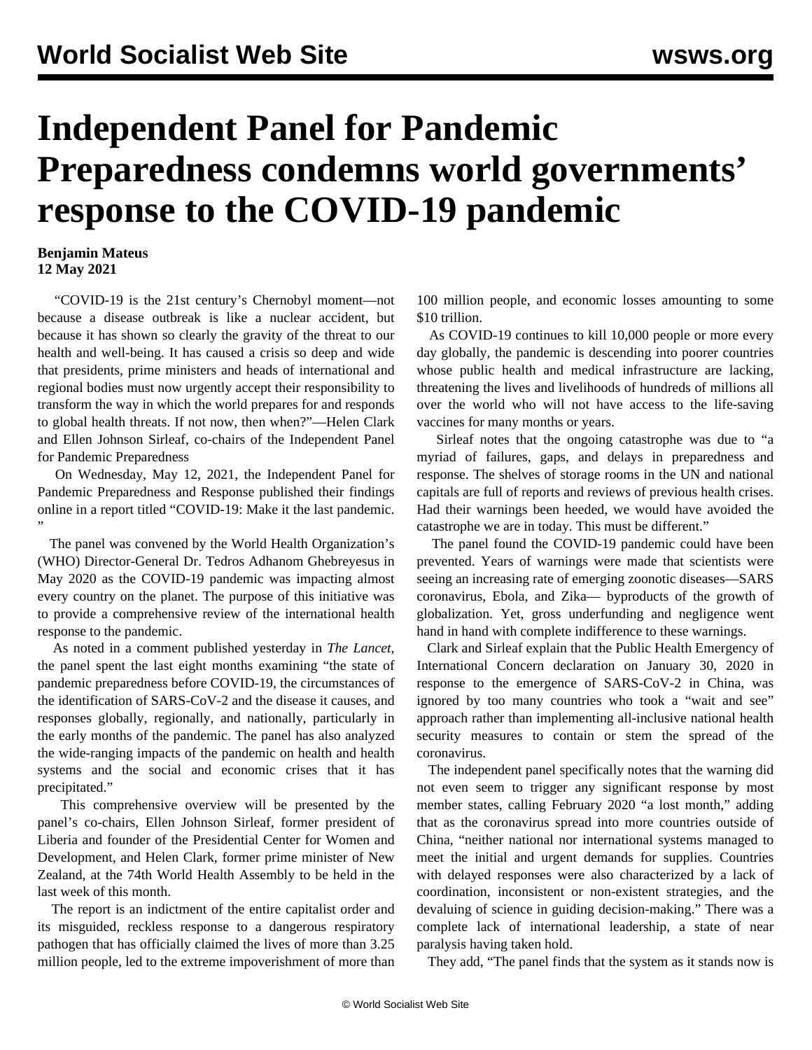# Independent Panel for Pandemic Preparedness condemns world governments' response to the COVID-19 pandemic

**Benjamin Mateus**
**12 May 2021**

"COVID-19 is the 21st century's Chernobyl moment—not because a disease outbreak is like a nuclear accident, but because it has shown so clearly the gravity of the threat to our health and well-being. It has caused a crisis so deep and wide that presidents, prime ministers and heads of international and regional bodies must now urgently accept their responsibility to transform the way in which the world prepares for and responds to global health threats. If not now, then when?"—Helen Clark and Ellen Johnson Sirleaf, co-chairs of the Independent Panel for Pandemic Preparedness

On Wednesday, May 12, 2021, the Independent Panel for Pandemic Preparedness and Response published their findings online in a report titled "COVID-19: Make it the last pandemic."

The panel was convened by the World Health Organization's (WHO) Director-General Dr. Tedros Adhanom Ghebreyesus in May 2020 as the COVID-19 pandemic was impacting almost every country on the planet. The purpose of this initiative was to provide a comprehensive review of the international health response to the pandemic.

As noted in a comment published yesterday in *The Lancet*, the panel spent the last eight months examining "the state of pandemic preparedness before COVID-19, the circumstances of the identification of SARS-CoV-2 and the disease it causes, and responses globally, regionally, and nationally, particularly in the early months of the pandemic. The panel has also analyzed the wide-ranging impacts of the pandemic on health and health systems and the social and economic crises that it has precipitated."

This comprehensive overview will be presented by the panel's co-chairs, Ellen Johnson Sirleaf, former president of Liberia and founder of the Presidential Center for Women and Development, and Helen Clark, former prime minister of New Zealand, at the 74th World Health Assembly to be held in the last week of this month.

The report is an indictment of the entire capitalist order and its misguided, reckless response to a dangerous respiratory pathogen that has officially claimed the lives of more than 3.25 million people, led to the extreme impoverishment of more than 100 million people, and economic losses amounting to some $10 trillion.

As COVID-19 continues to kill 10,000 people or more every day globally, the pandemic is descending into poorer countries whose public health and medical infrastructure are lacking, threatening the lives and livelihoods of hundreds of millions all over the world who will not have access to the life-saving vaccines for many months or years.

Sirleaf notes that the ongoing catastrophe was due to "a myriad of failures, gaps, and delays in preparedness and response. The shelves of storage rooms in the UN and national capitals are full of reports and reviews of previous health crises. Had their warnings been heeded, we would have avoided the catastrophe we are in today. This must be different."

The panel found the COVID-19 pandemic could have been prevented. Years of warnings were made that scientists were seeing an increasing rate of emerging zoonotic diseases—SARS coronavirus, Ebola, and Zika— byproducts of the growth of globalization. Yet, gross underfunding and negligence went hand in hand with complete indifference to these warnings.

Clark and Sirleaf explain that the Public Health Emergency of International Concern declaration on January 30, 2020 in response to the emergence of SARS-CoV-2 in China, was ignored by too many countries who took a "wait and see" approach rather than implementing all-inclusive national health security measures to contain or stem the spread of the coronavirus.

The independent panel specifically notes that the warning did not even seem to trigger any significant response by most member states, calling February 2020 "a lost month," adding that as the coronavirus spread into more countries outside of China, "neither national nor international systems managed to meet the initial and urgent demands for supplies. Countries with delayed responses were also characterized by a lack of coordination, inconsistent or non-existent strategies, and the devaluing of science in guiding decision-making." There was a complete lack of international leadership, a state of near paralysis having taken hold.

They add, "The panel finds that the system as it stands now is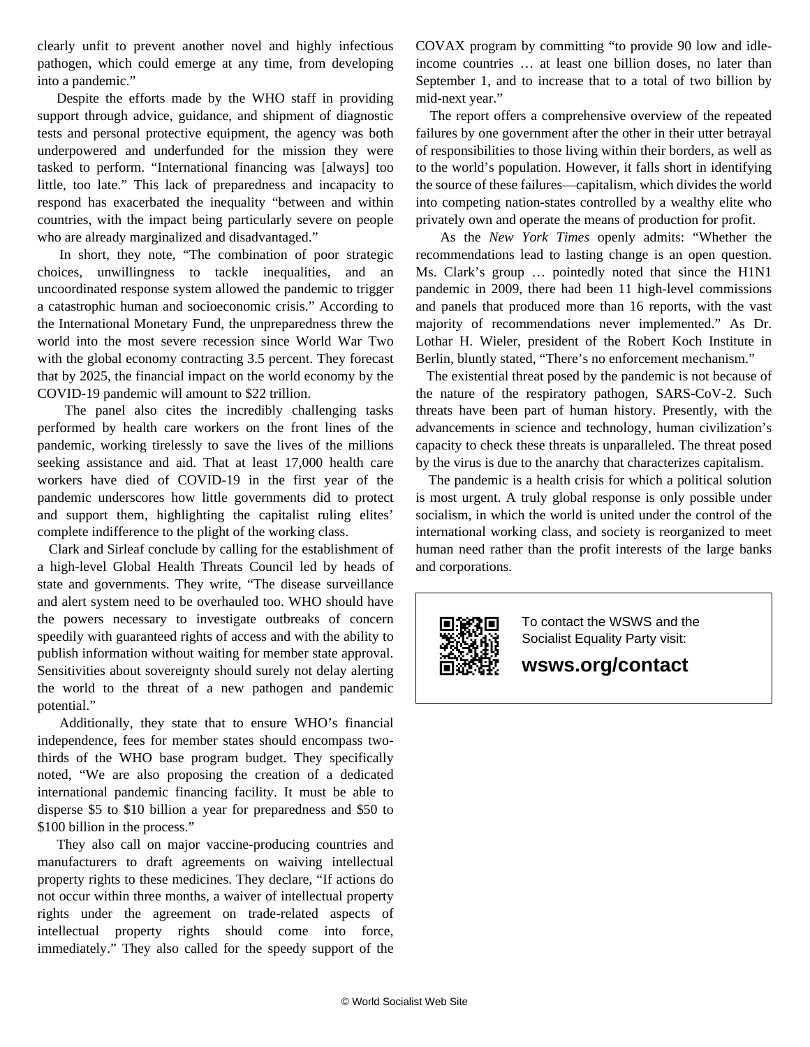clearly unfit to prevent another novel and highly infectious pathogen, which could emerge at any time, from developing into a pandemic."

Despite the efforts made by the WHO staff in providing support through advice, guidance, and shipment of diagnostic tests and personal protective equipment, the agency was both underpowered and underfunded for the mission they were tasked to perform. "International financing was [always] too little, too late." This lack of preparedness and incapacity to respond has exacerbated the inequality "between and within countries, with the impact being particularly severe on people who are already marginalized and disadvantaged."

In short, they note, "The combination of poor strategic choices, unwillingness to tackle inequalities, and an uncoordinated response system allowed the pandemic to trigger a catastrophic human and socioeconomic crisis." According to the International Monetary Fund, the unpreparedness threw the world into the most severe recession since World War Two with the global economy contracting 3.5 percent. They forecast that by 2025, the financial impact on the world economy by the COVID-19 pandemic will amount to $22 trillion.

The panel also cites the incredibly challenging tasks performed by health care workers on the front lines of the pandemic, working tirelessly to save the lives of the millions seeking assistance and aid. That at least 17,000 health care workers have died of COVID-19 in the first year of the pandemic underscores how little governments did to protect and support them, highlighting the capitalist ruling elites' complete indifference to the plight of the working class.

Clark and Sirleaf conclude by calling for the establishment of a high-level Global Health Threats Council led by heads of state and governments. They write, "The disease surveillance and alert system need to be overhauled too. WHO should have the powers necessary to investigate outbreaks of concern speedily with guaranteed rights of access and with the ability to publish information without waiting for member state approval. Sensitivities about sovereignty should surely not delay alerting the world to the threat of a new pathogen and pandemic potential."

Additionally, they state that to ensure WHO's financial independence, fees for member states should encompass two-thirds of the WHO base program budget. They specifically noted, "We are also proposing the creation of a dedicated international pandemic financing facility. It must be able to disperse $5 to $10 billion a year for preparedness and $50 to $100 billion in the process."

They also call on major vaccine-producing countries and manufacturers to draft agreements on waiving intellectual property rights to these medicines. They declare, "If actions do not occur within three months, a waiver of intellectual property rights under the agreement on trade-related aspects of intellectual property rights should come into force, immediately." They also called for the speedy support of the COVAX program by committing "to provide 90 low and idle-income countries … at least one billion doses, no later than September 1, and to increase that to a total of two billion by mid-next year."

The report offers a comprehensive overview of the repeated failures by one government after the other in their utter betrayal of responsibilities to those living within their borders, as well as to the world's population. However, it falls short in identifying the source of these failures—capitalism, which divides the world into competing nation-states controlled by a wealthy elite who privately own and operate the means of production for profit.

As the *New York Times* openly admits: "Whether the recommendations lead to lasting change is an open question. Ms. Clark's group … pointedly noted that since the H1N1 pandemic in 2009, there had been 11 high-level commissions and panels that produced more than 16 reports, with the vast majority of recommendations never implemented." As Dr. Lothar H. Wieler, president of the Robert Koch Institute in Berlin, bluntly stated, "There's no enforcement mechanism."

The existential threat posed by the pandemic is not because of the nature of the respiratory pathogen, SARS-CoV-2. Such threats have been part of human history. Presently, with the advancements in science and technology, human civilization's capacity to check these threats is unparalleled. The threat posed by the virus is due to the anarchy that characterizes capitalism.

The pandemic is a health crisis for which a political solution is most urgent. A truly global response is only possible under socialism, in which the world is united under the control of the international working class, and society is reorganized to meet human need rather than the profit interests of the large banks and corporations.

To contact the WSWS and the Socialist Equality Party visit:

**wsws.org/contact**